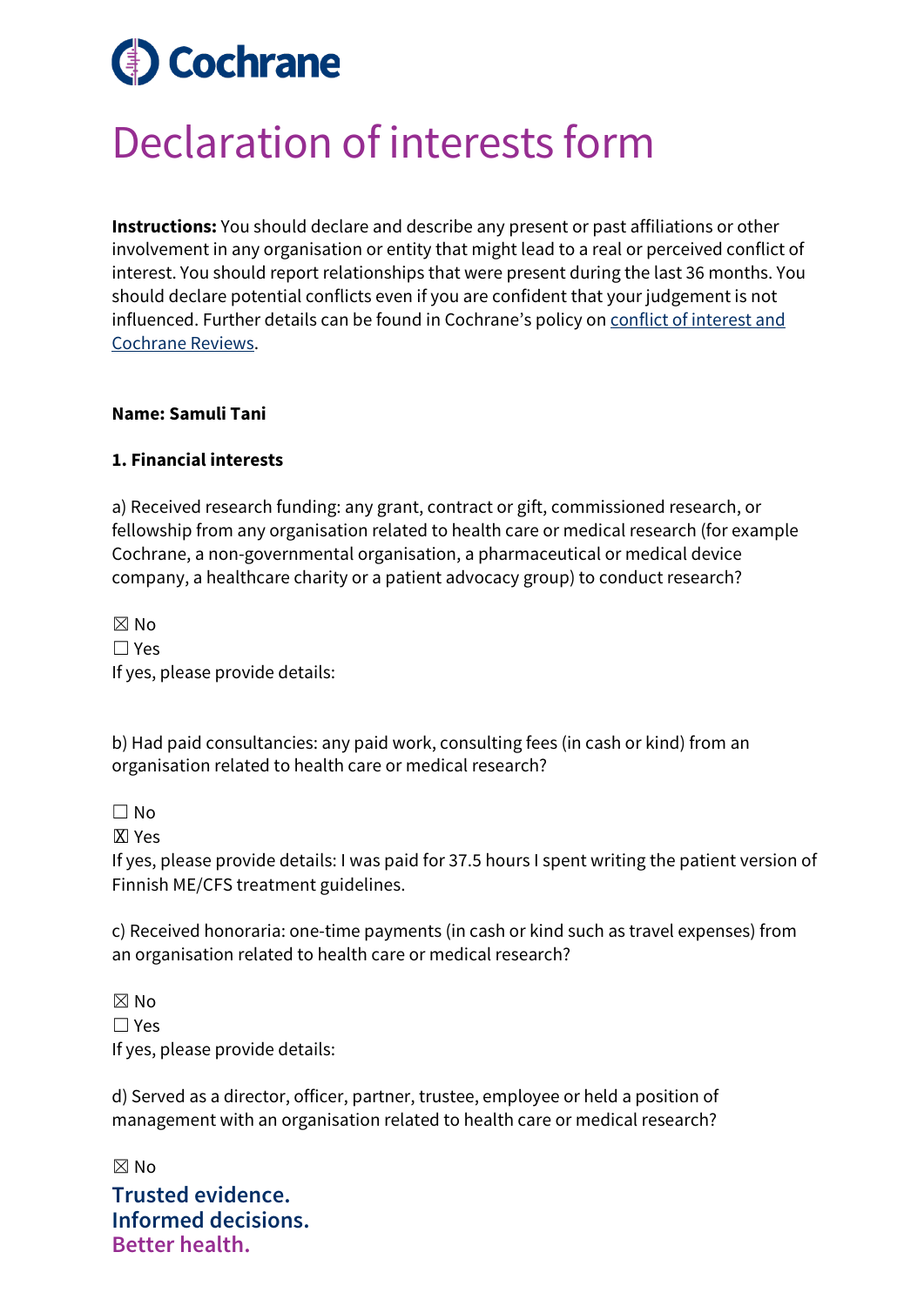Cochrane

# Declaration of interests form

**Instructions:** You should declare and describe any present or past affiliations or other involvement in any organisation or entity that might lead to a real or perceived conflict of interest. You should report relationships that were present during the last 36 months. You should declare potential conflicts even if you are confident that your judgement is not influenced. Further details can be found in Cochrane's policy on conflict of interest and Cochrane Reviews.

**Name: Samuli Tani**

**1. Financial interests**

a) Received research funding: any grant, contract or gift, commissioned research, or fellowship from any organisation related to health care or medical research (for example Cochrane, a non-governmental organisation, a pharmaceutical or medical device company, a healthcare charity or a patient advocacy group) to conduct research?

☒ No
☐ Yes
If yes, please provide details:

b) Had paid consultancies: any paid work, consulting fees (in cash or kind) from an organisation related to health care or medical research?

☐ No
☒ Yes
If yes, please provide details: I was paid for 37.5 hours I spent writing the patient version of Finnish ME/CFS treatment guidelines.

c) Received honoraria: one-time payments (in cash or kind such as travel expenses) from an organisation related to health care or medical research?

☒ No
☐ Yes
If yes, please provide details:

d) Served as a director, officer, partner, trustee, employee or held a position of management with an organisation related to health care or medical research?

☒ No

Trusted evidence.
Informed decisions.
Better health.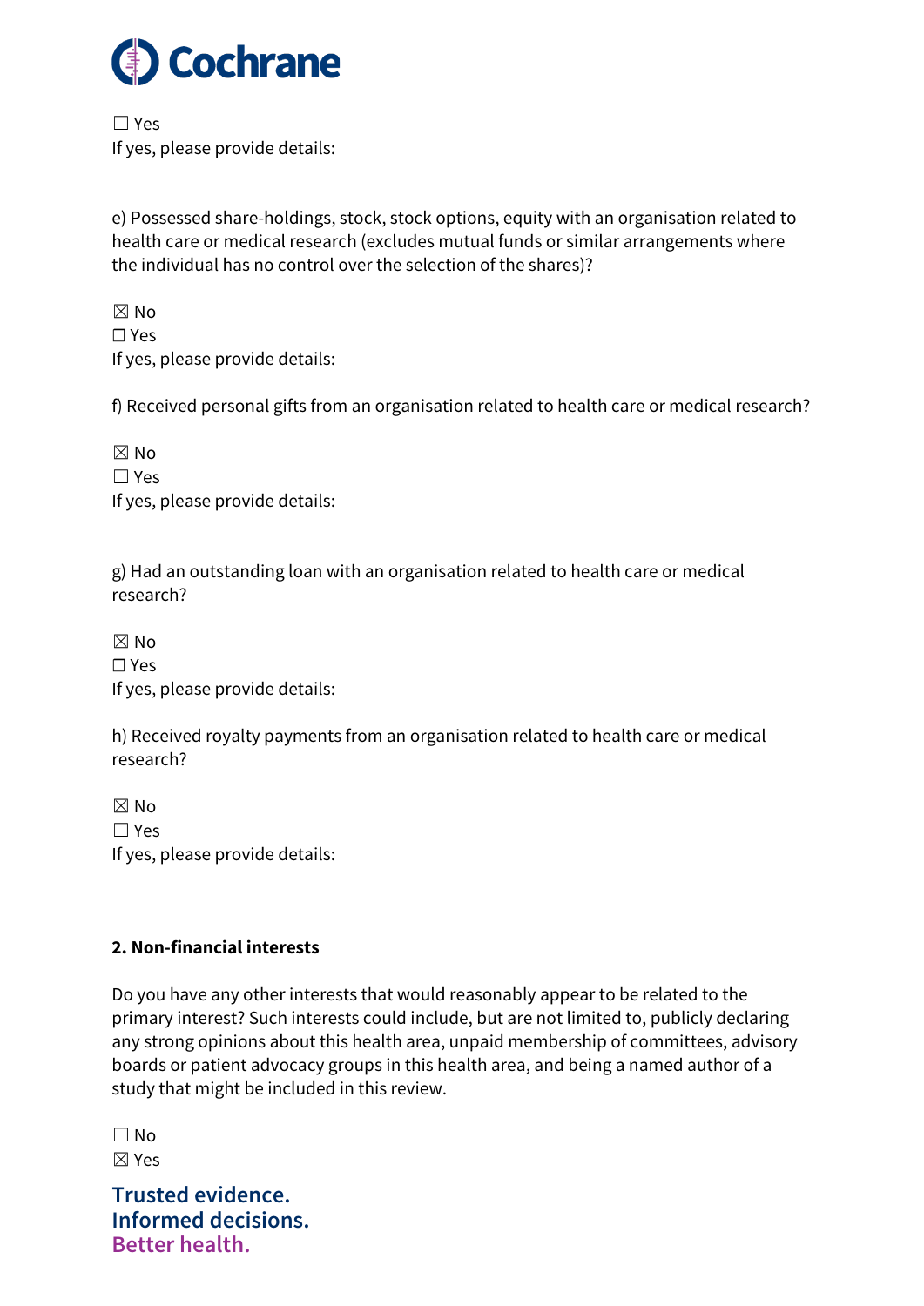☐ Yes
If yes, please provide details:

e) Possessed share-holdings, stock, stock options, equity with an organisation related to health care or medical research (excludes mutual funds or similar arrangements where the individual has no control over the selection of the shares)?

☒ No
☐ Yes
If yes, please provide details:

f) Received personal gifts from an organisation related to health care or medical research?

☒ No
☐ Yes
If yes, please provide details:

g) Had an outstanding loan with an organisation related to health care or medical research?

☒ No
☐ Yes
If yes, please provide details:

h) Received royalty payments from an organisation related to health care or medical research?

☒ No
☐ Yes
If yes, please provide details:

**2. Non-financial interests**

Do you have any other interests that would reasonably appear to be related to the primary interest? Such interests could include, but are not limited to, publicly declaring any strong opinions about this health area, unpaid membership of committees, advisory boards or patient advocacy groups in this health area, and being a named author of a study that might be included in this review.

☐ No
☒ Yes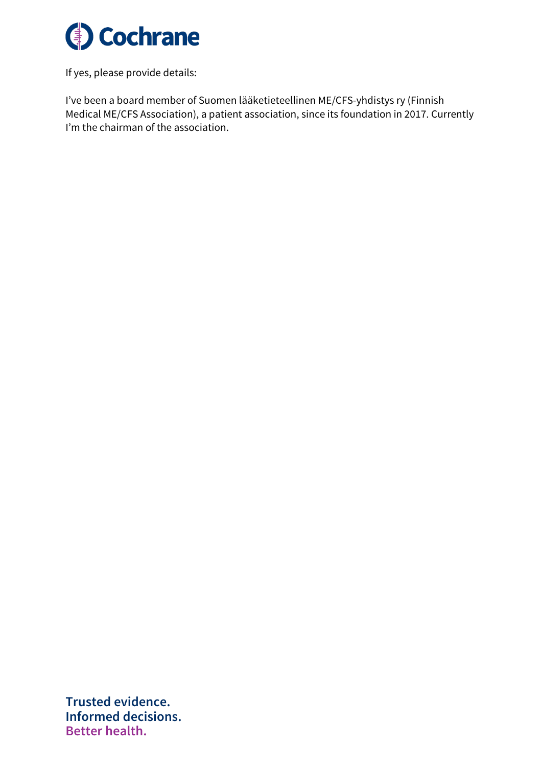If yes, please provide details:

I've been a board member of Suomen lääketieteellinen ME/CFS-yhdistys ry (Finnish Medical ME/CFS Association), a patient association, since its foundation in 2017. Currently I'm the chairman of the association.